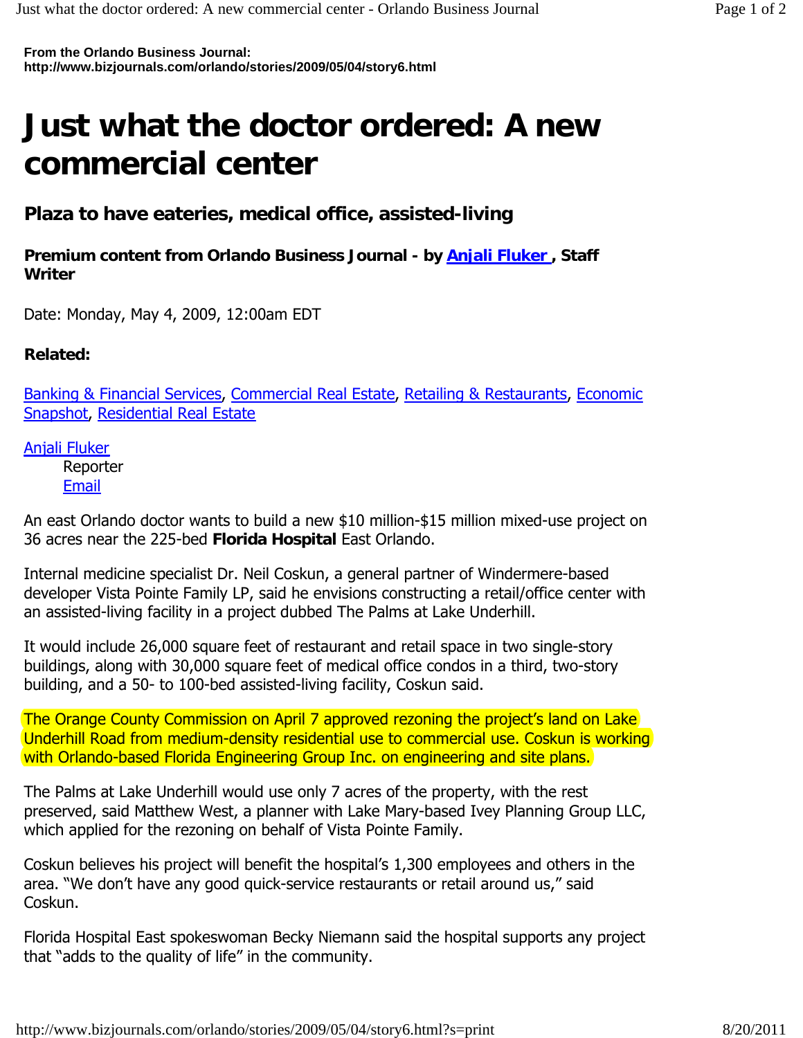**From the Orlando Business Journal:**
**http://www.bizjournals.com/orlando/stories/2009/05/04/story6.html**

# Just what the doctor ordered: A new commercial center

## Plaza to have eateries, medical office, assisted-living

**Premium content from Orlando Business Journal - by Anjali Fluker , Staff Writer**

Date: Monday, May 4, 2009, 12:00am EDT

**Related:**

Banking & Financial Services, Commercial Real Estate, Retailing & Restaurants, Economic Snapshot, Residential Real Estate

Anjali Fluker
Reporter
Email

An east Orlando doctor wants to build a new $10 million-$15 million mixed-use project on 36 acres near the 225-bed **Florida Hospital** East Orlando.

Internal medicine specialist Dr. Neil Coskun, a general partner of Windermere-based developer Vista Pointe Family LP, said he envisions constructing a retail/office center with an assisted-living facility in a project dubbed The Palms at Lake Underhill.

It would include 26,000 square feet of restaurant and retail space in two single-story buildings, along with 30,000 square feet of medical office condos in a third, two-story building, and a 50- to 100-bed assisted-living facility, Coskun said.

The Orange County Commission on April 7 approved rezoning the project's land on Lake Underhill Road from medium-density residential use to commercial use. Coskun is working with Orlando-based Florida Engineering Group Inc. on engineering and site plans.

The Palms at Lake Underhill would use only 7 acres of the property, with the rest preserved, said Matthew West, a planner with Lake Mary-based Ivey Planning Group LLC, which applied for the rezoning on behalf of Vista Pointe Family.

Coskun believes his project will benefit the hospital's 1,300 employees and others in the area. "We don't have any good quick-service restaurants or retail around us," said Coskun.

Florida Hospital East spokeswoman Becky Niemann said the hospital supports any project that "adds to the quality of life" in the community.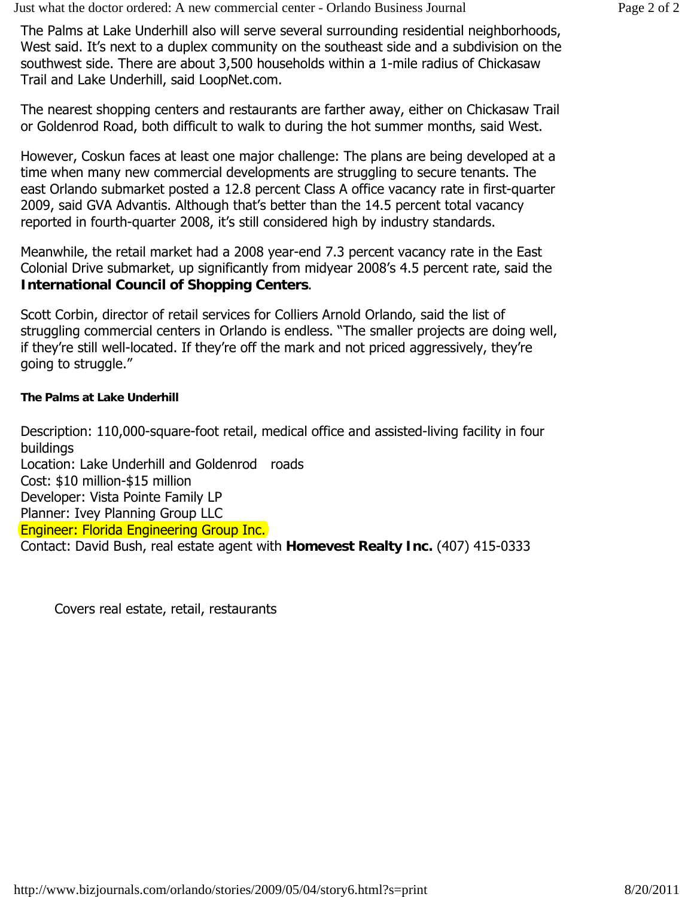The Palms at Lake Underhill also will serve several surrounding residential neighborhoods, West said. It's next to a duplex community on the southeast side and a subdivision on the southwest side. There are about 3,500 households within a 1-mile radius of Chickasaw Trail and Lake Underhill, said LoopNet.com.

The nearest shopping centers and restaurants are farther away, either on Chickasaw Trail or Goldenrod Road, both difficult to walk to during the hot summer months, said West.

However, Coskun faces at least one major challenge: The plans are being developed at a time when many new commercial developments are struggling to secure tenants. The east Orlando submarket posted a 12.8 percent Class A office vacancy rate in first-quarter 2009, said GVA Advantis. Although that's better than the 14.5 percent total vacancy reported in fourth-quarter 2008, it's still considered high by industry standards.

Meanwhile, the retail market had a 2008 year-end 7.3 percent vacancy rate in the East Colonial Drive submarket, up significantly from midyear 2008's 4.5 percent rate, said the **International Council of Shopping Centers**.

Scott Corbin, director of retail services for Colliers Arnold Orlando, said the list of struggling commercial centers in Orlando is endless. "The smaller projects are doing well, if they're still well-located. If they're off the mark and not priced aggressively, they're going to struggle."

**The Palms at Lake Underhill**

Description: 110,000-square-foot retail, medical office and assisted-living facility in four buildings
Location: Lake Underhill and Goldenrod roads
Cost: $10 million-$15 million
Developer: Vista Pointe Family LP
Planner: Ivey Planning Group LLC
Engineer: Florida Engineering Group Inc.
Contact: David Bush, real estate agent with **Homevest Realty Inc.** (407) 415-0333

Covers real estate, retail, restaurants